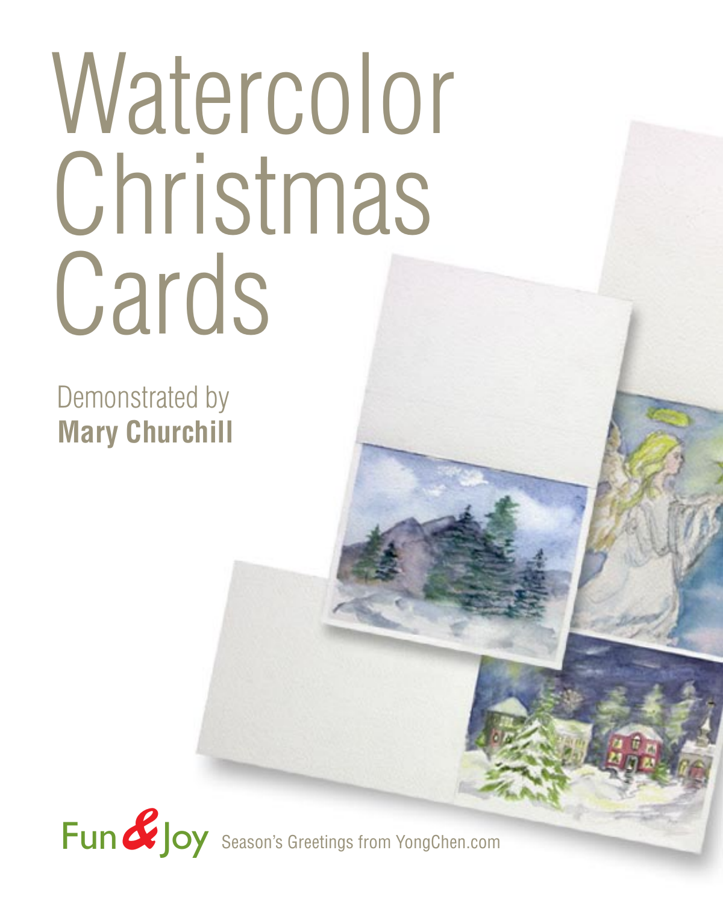# Watercolor Christmas Cards

Demonstrated by
**Mary Churchill**

Fun & Joy Season's Greetings from YongChen.com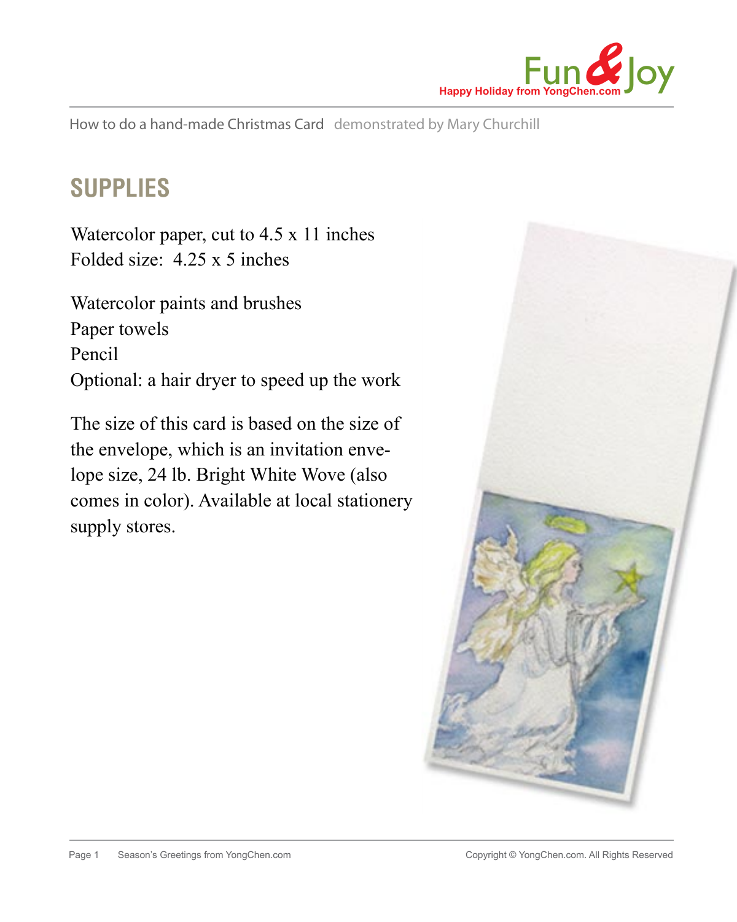How to do a hand-made Christmas Card demonstrated by Mary Churchill

## SUPPLIES

Watercolor paper, cut to 4.5 x 11 inches
Folded size: 4.25 x 5 inches

Watercolor paints and brushes
Paper towels
Pencil
Optional: a hair dryer to speed up the work

The size of this card is based on the size of the envelope, which is an invitation envelope size, 24 lb. Bright White Wove (also comes in color). Available at local stationery supply stores.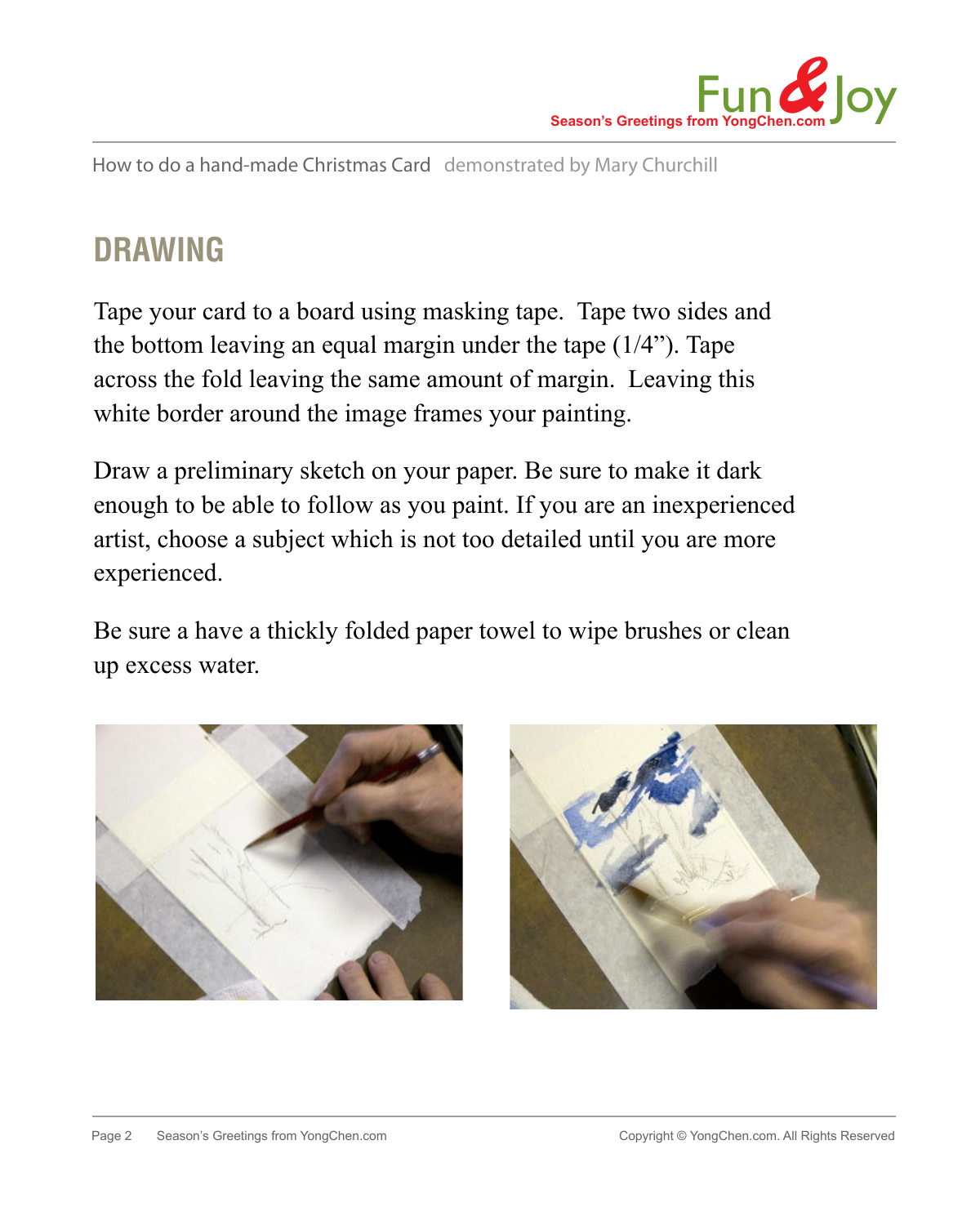## DRAWING

Tape your card to a board using masking tape. Tape two sides and the bottom leaving an equal margin under the tape (1/4"). Tape across the fold leaving the same amount of margin. Leaving this white border around the image frames your painting.

Draw a preliminary sketch on your paper. Be sure to make it dark enough to be able to follow as you paint. If you are an inexperienced artist, choose a subject which is not too detailed until you are more experienced.

Be sure a have a thickly folded paper towel to wipe brushes or clean up excess water.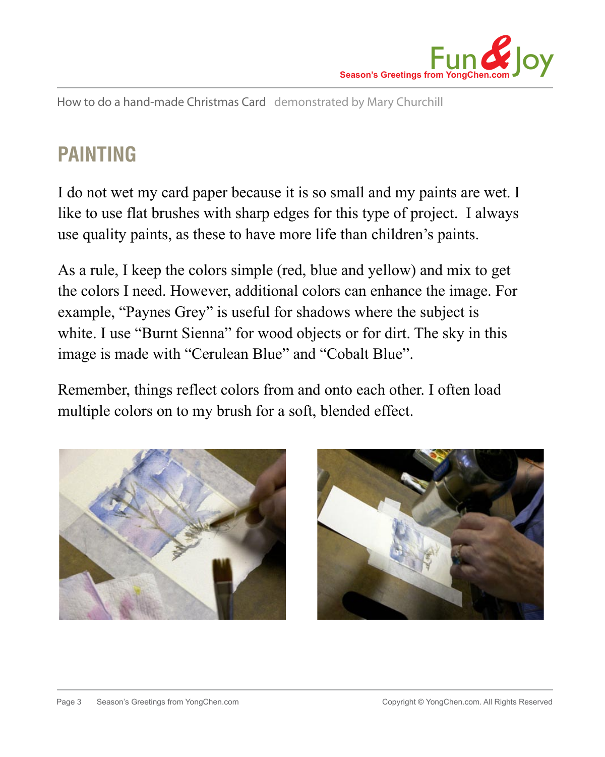# PAINTING

I do not wet my card paper because it is so small and my paints are wet. I like to use flat brushes with sharp edges for this type of project. I always use quality paints, as these to have more life than children's paints.

As a rule, I keep the colors simple (red, blue and yellow) and mix to get the colors I need. However, additional colors can enhance the image. For example, "Paynes Grey" is useful for shadows where the subject is white. I use "Burnt Sienna" for wood objects or for dirt. The sky in this image is made with "Cerulean Blue" and "Cobalt Blue".

Remember, things reflect colors from and onto each other. I often load multiple colors on to my brush for a soft, blended effect.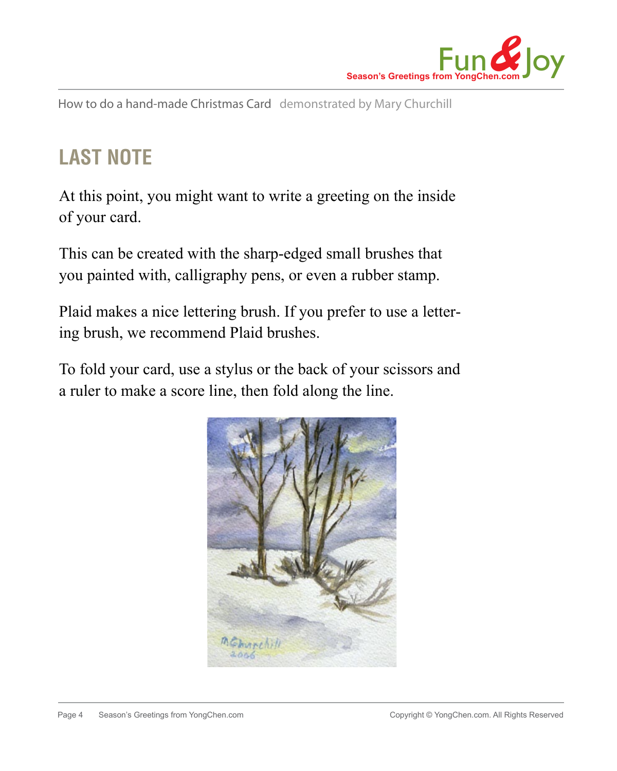How to do a hand-made Christmas Card demonstrated by Mary Churchill

## LAST NOTE

At this point, you might want to write a greeting on the inside of your card.

This can be created with the sharp-edged small brushes that you painted with, calligraphy pens, or even a rubber stamp.

Plaid makes a nice lettering brush. If you prefer to use a lettering brush, we recommend Plaid brushes.

To fold your card, use a stylus or the back of your scissors and a ruler to make a score line, then fold along the line.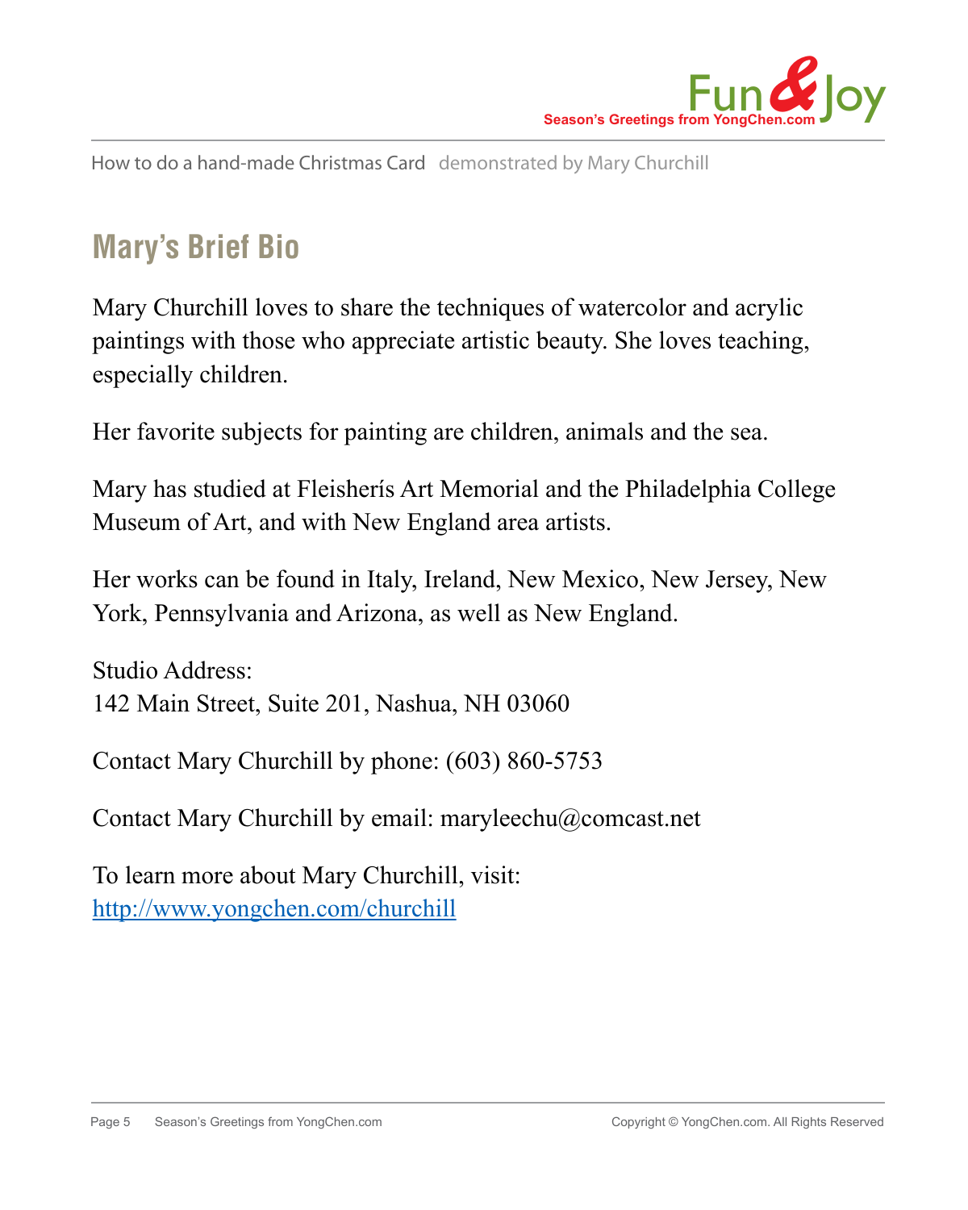## Mary's Brief Bio

Mary Churchill loves to share the techniques of watercolor and acrylic paintings with those who appreciate artistic beauty. She loves teaching, especially children.

Her favorite subjects for painting are children, animals and the sea.

Mary has studied at Fleisherís Art Memorial and the Philadelphia College Museum of Art, and with New England area artists.

Her works can be found in Italy, Ireland, New Mexico, New Jersey, New York, Pennsylvania and Arizona, as well as New England.

Studio Address:
142 Main Street, Suite 201, Nashua, NH 03060

Contact Mary Churchill by phone: (603) 860-5753

Contact Mary Churchill by email: maryleechu@comcast.net

To learn more about Mary Churchill, visit:
[http://www.yongchen.com/churchill](http://www.yongchen.com/churchill)